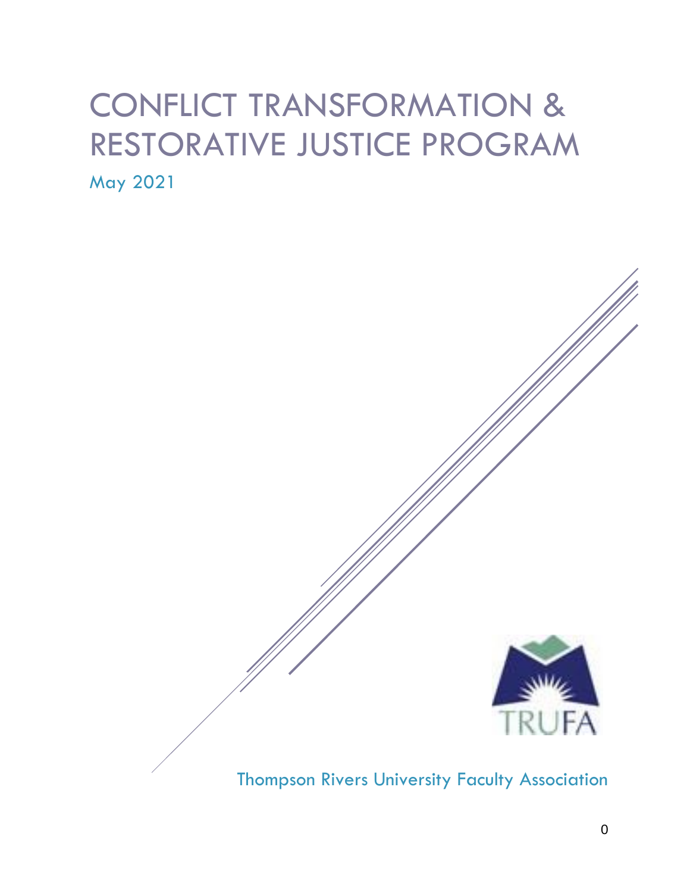# CONFLICT TRANSFORMATION & RESTORATIVE JUSTICE PROGRAM

May 2021

TRUFA

Thompson Rivers University Faculty Association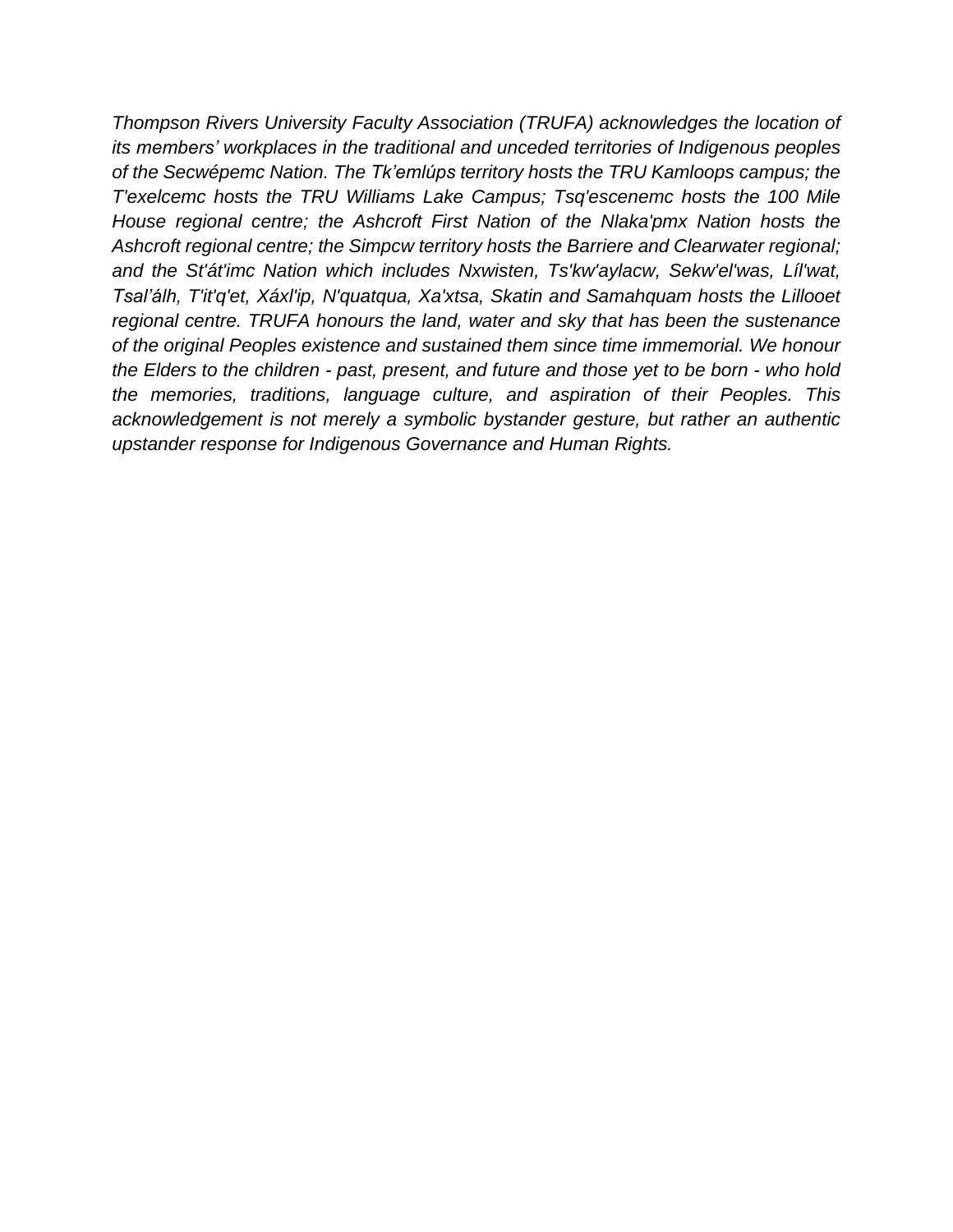*Thompson Rivers University Faculty Association (TRUFA) acknowledges the location of its members' workplaces in the traditional and unceded territories of Indigenous peoples of the Secwépemc Nation. The Tk'emlúps territory hosts the TRU Kamloops campus; the T'exelcemc hosts the TRU Williams Lake Campus; Tsq'escenemc hosts the 100 Mile House regional centre; the Ashcroft First Nation of the Nlaka'pmx Nation hosts the Ashcroft regional centre; the Simpcw territory hosts the Barriere and Clearwater regional; and the St'át'imc Nation which includes Nxwisten, Ts'kw'aylacw, Sekw'el'was, Líl'wat, Tsal'álh, T'it'q'et, Xáxl'ip, N'quatqua, Xa'xtsa, Skatin and Samahquam hosts the Lillooet regional centre. TRUFA honours the land, water and sky that has been the sustenance of the original Peoples existence and sustained them since time immemorial. We honour the Elders to the children - past, present, and future and those yet to be born - who hold the memories, traditions, language culture, and aspiration of their Peoples. This acknowledgement is not merely a symbolic bystander gesture, but rather an authentic upstander response for Indigenous Governance and Human Rights.*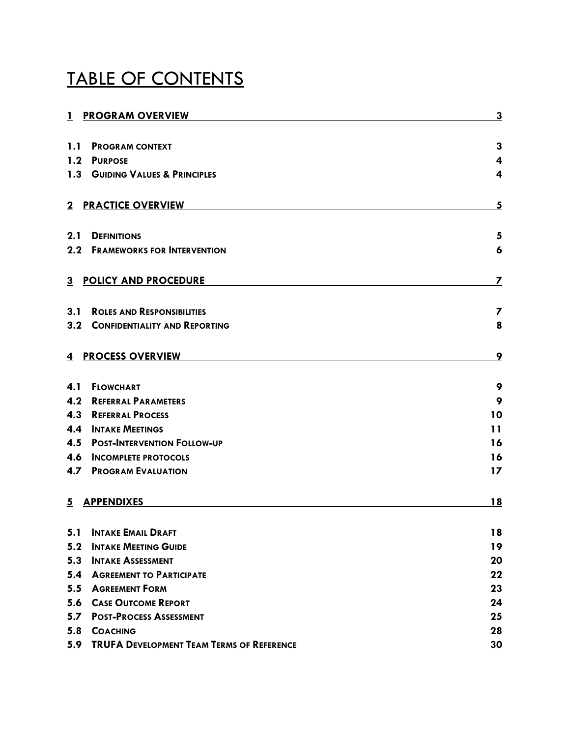# TABLE OF CONTENTS

**1 PROGRAM OVERVIEW** 3

**1.1 Program context** 3
**1.2 Purpose** 4
**1.3 Guiding Values & Principles** 4

**2 PRACTICE OVERVIEW** 5

**2.1 Definitions** 5
**2.2 Frameworks for Intervention** 6

**3 POLICY AND PROCEDURE** 7

**3.1 Roles and Responsibilities** 7
**3.2 Confidentiality and Reporting** 8

**4 PROCESS OVERVIEW** 9

**4.1 Flowchart** 9
**4.2 Referral Parameters** 9
**4.3 Referral Process** 10
**4.4 Intake Meetings** 11
**4.5 Post-Intervention Follow-up** 16
**4.6 Incomplete protocols** 16
**4.7 Program Evaluation** 17

**5 APPENDIXES** 18

**5.1 Intake Email Draft** 18
**5.2 Intake Meeting Guide** 19
**5.3 Intake Assessment** 20
**5.4 Agreement to Participate** 22
**5.5 Agreement Form** 23
**5.6 Case Outcome Report** 24
**5.7 Post-Process Assessment** 25
**5.8 Coaching** 28
**5.9 TRUFA Development Team Terms of Reference** 30